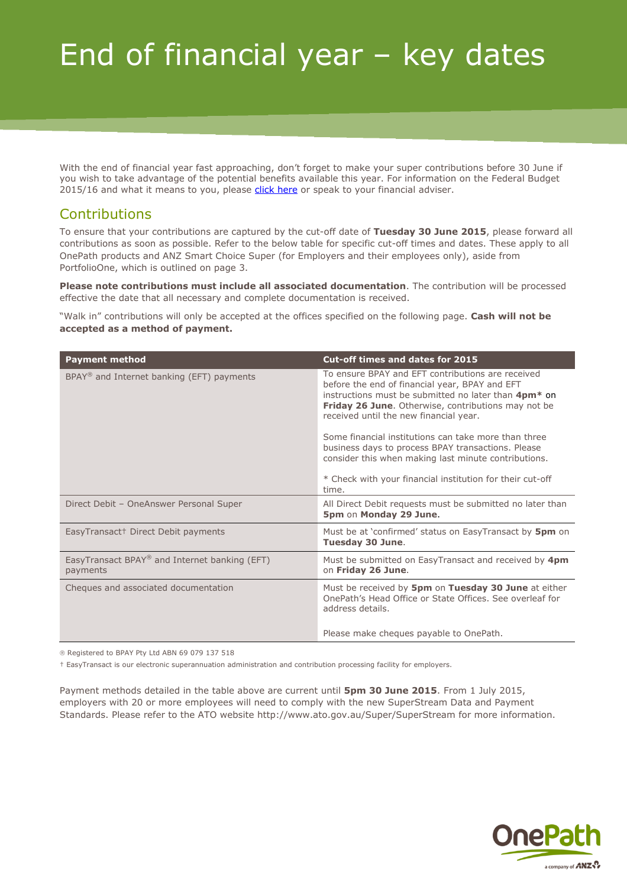# End of financial year – key dates

With the end of financial year fast approaching, don't forget to make your super contributions before 30 June if you wish to take advantage of the potential benefits available this year. For information on the Federal Budget 2015/16 and what it means to you, please click here or speak to your financial adviser.

## Contributions

To ensure that your contributions are captured by the cut-off date of **Tuesday 30 June 2015**, please forward all contributions as soon as possible. Refer to the below table for specific cut-off times and dates. These apply to all OnePath products and ANZ Smart Choice Super (for Employers and their employees only), aside from PortfolioOne, which is outlined on page 3.

**Please note contributions must include all associated documentation**. The contribution will be processed effective the date that all necessary and complete documentation is received.

"Walk in" contributions will only be accepted at the offices specified on the following page. **Cash will not be accepted as a method of payment.**

| Payment method | Cut-off times and dates for 2015 |
|---|---|
| BPAY® and Internet banking (EFT) payments | To ensure BPAY and EFT contributions are received before the end of financial year, BPAY and EFT instructions must be submitted no later than **4pm*** on **Friday 26 June**. Otherwise, contributions may not be received until the new financial year.<br><br>Some financial institutions can take more than three business days to process BPAY transactions. Please consider this when making last minute contributions.<br><br>* Check with your financial institution for their cut-off time. |
| Direct Debit – OneAnswer Personal Super | All Direct Debit requests must be submitted no later than **5pm** on **Monday 29 June**. |
| EasyTransact† Direct Debit payments | Must be at 'confirmed' status on EasyTransact by **5pm** on **Tuesday 30 June**. |
| EasyTransact BPAY® and Internet banking (EFT) payments | Must be submitted on EasyTransact and received by **4pm** on **Friday 26 June**. |
| Cheques and associated documentation | Must be received by **5pm** on **Tuesday 30 June** at either OnePath's Head Office or State Offices. See overleaf for address details.<br><br>Please make cheques payable to OnePath. |

® Registered to BPAY Pty Ltd ABN 69 079 137 518

† EasyTransact is our electronic superannuation administration and contribution processing facility for employers.

Payment methods detailed in the table above are current until **5pm 30 June 2015**. From 1 July 2015, employers with 20 or more employees will need to comply with the new SuperStream Data and Payment Standards. Please refer to the ATO website http://www.ato.gov.au/Super/SuperStream for more information.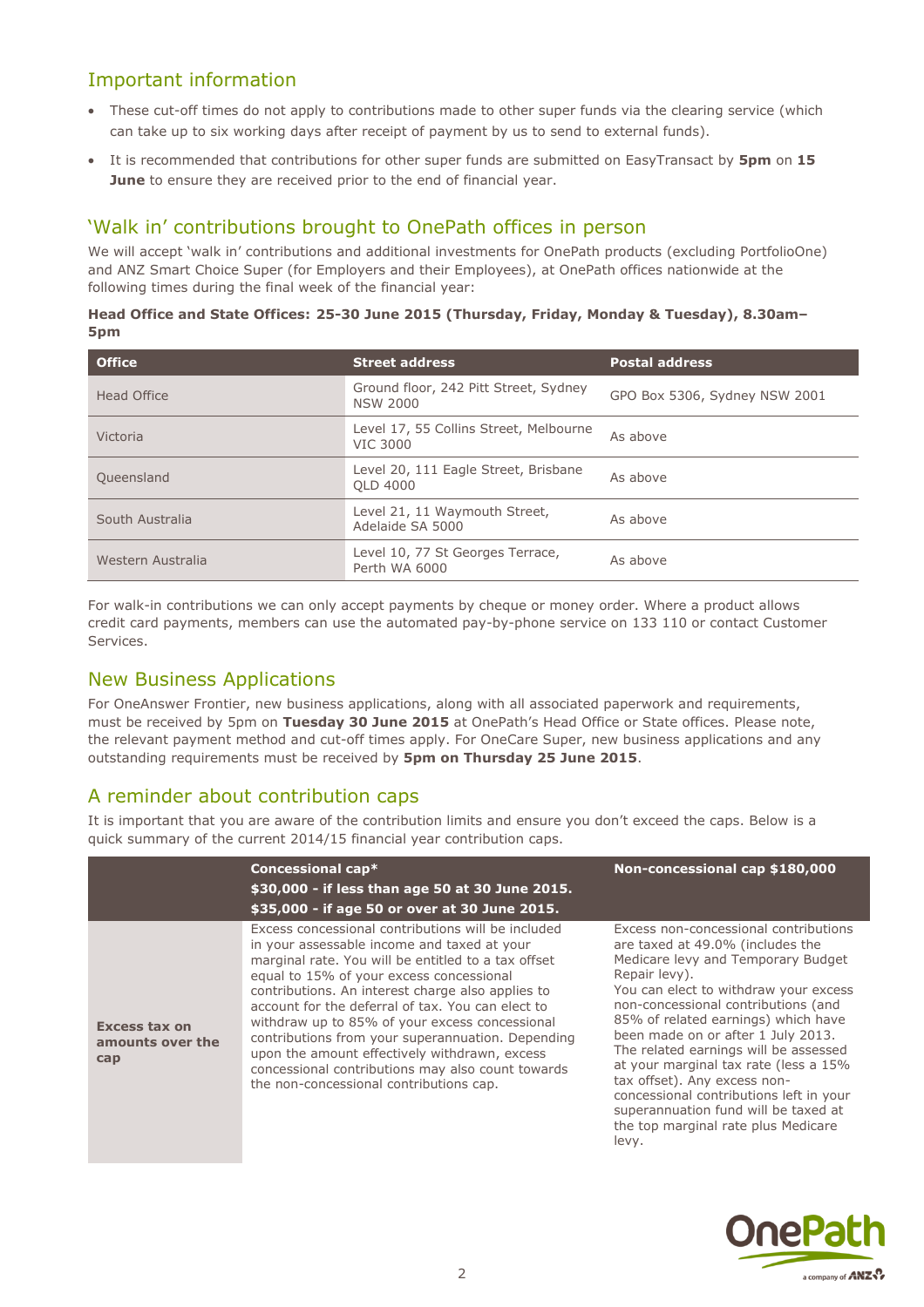## Important information

- These cut-off times do not apply to contributions made to other super funds via the clearing service (which can take up to six working days after receipt of payment by us to send to external funds).
- It is recommended that contributions for other super funds are submitted on EasyTransact by **5pm** on **15 June** to ensure they are received prior to the end of financial year.

## 'Walk in' contributions brought to OnePath offices in person

We will accept 'walk in' contributions and additional investments for OnePath products (excluding PortfolioOne) and ANZ Smart Choice Super (for Employers and their Employees), at OnePath offices nationwide at the following times during the final week of the financial year:

**Head Office and State Offices: 25-30 June 2015 (Thursday, Friday, Monday & Tuesday), 8.30am–5pm**

| Office | Street address | Postal address |
|---|---|---|
| Head Office | Ground floor, 242 Pitt Street, Sydney NSW 2000 | GPO Box 5306, Sydney NSW 2001 |
| Victoria | Level 17, 55 Collins Street, Melbourne VIC 3000 | As above |
| Queensland | Level 20, 111 Eagle Street, Brisbane QLD 4000 | As above |
| South Australia | Level 21, 11 Waymouth Street, Adelaide SA 5000 | As above |
| Western Australia | Level 10, 77 St Georges Terrace, Perth WA 6000 | As above |

For walk-in contributions we can only accept payments by cheque or money order. Where a product allows credit card payments, members can use the automated pay-by-phone service on 133 110 or contact Customer Services.

## New Business Applications

For OneAnswer Frontier, new business applications, along with all associated paperwork and requirements, must be received by 5pm on **Tuesday 30 June 2015** at OnePath's Head Office or State offices. Please note, the relevant payment method and cut-off times apply. For OneCare Super, new business applications and any outstanding requirements must be received by **5pm on Thursday 25 June 2015**.

## A reminder about contribution caps

It is important that you are aware of the contribution limits and ensure you don't exceed the caps. Below is a quick summary of the current 2014/15 financial year contribution caps.

| | **Concessional cap*** **$30,000 - if less than age 50 at 30 June 2015.** **$35,000 - if age 50 or over at 30 June 2015.** | **Non-concessional cap $180,000** |
|---|---|---|
| **Excess tax on amounts over the cap** | Excess concessional contributions will be included in your assessable income and taxed at your marginal rate. You will be entitled to a tax offset equal to 15% of your excess concessional contributions. An interest charge also applies to account for the deferral of tax. You can elect to withdraw up to 85% of your excess concessional contributions from your superannuation. Depending upon the amount effectively withdrawn, excess concessional contributions may also count towards the non-concessional contributions cap. | Excess non-concessional contributions are taxed at 49.0% (includes the Medicare levy and Temporary Budget Repair levy). You can elect to withdraw your excess non-concessional contributions (and 85% of related earnings) which have been made on or after 1 July 2013. The related earnings will be assessed at your marginal tax rate (less a 15% tax offset). Any excess non-concessional contributions left in your superannuation fund will be taxed at the top marginal rate plus Medicare levy. |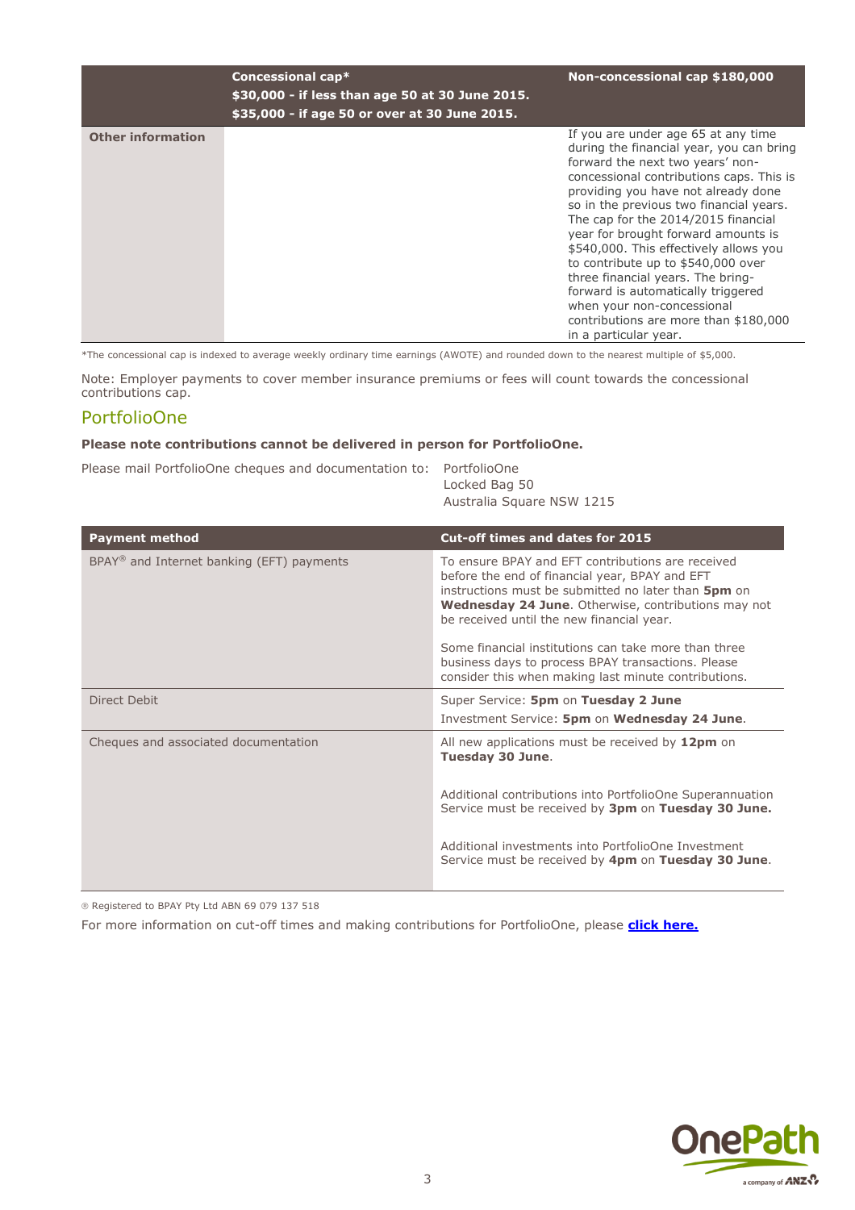| | Concessional cap*<br>$30,000 - if less than age 50 at 30 June 2015.<br>$35,000 - if age 50 or over at 30 June 2015. | Non-concessional cap $180,000 |
|---|---|---|
| **Other information** | | If you are under age 65 at any time during the financial year, you can bring forward the next two years' non-concessional contributions caps. This is providing you have not already done so in the previous two financial years. The cap for the 2014/2015 financial year for brought forward amounts is $540,000. This effectively allows you to contribute up to $540,000 over three financial years. The bring-forward is automatically triggered when your non-concessional contributions are more than $180,000 in a particular year. |

*The concessional cap is indexed to average weekly ordinary time earnings (AWOTE) and rounded down to the nearest multiple of $5,000.

Note: Employer payments to cover member insurance premiums or fees will count towards the concessional contributions cap.

## PortfolioOne

**Please note contributions cannot be delivered in person for PortfolioOne.**

Please mail PortfolioOne cheques and documentation to: PortfolioOne
Locked Bag 50
Australia Square NSW 1215

| Payment method | Cut-off times and dates for 2015 |
|---|---|
| BPAY® and Internet banking (EFT) payments | To ensure BPAY and EFT contributions are received before the end of financial year, BPAY and EFT instructions must be submitted no later than **5pm** on **Wednesday 24 June**. Otherwise, contributions may not be received until the new financial year.<br><br>Some financial institutions can take more than three business days to process BPAY transactions. Please consider this when making last minute contributions. |
| Direct Debit | Super Service: **5pm** on **Tuesday 2 June**<br>Investment Service: **5pm** on **Wednesday 24 June**. |
| Cheques and associated documentation | All new applications must be received by **12pm** on **Tuesday 30 June**.<br><br>Additional contributions into PortfolioOne Superannuation Service must be received by **3pm** on **Tuesday 30 June.**<br><br>Additional investments into PortfolioOne Investment Service must be received by **4pm** on **Tuesday 30 June**. |

® Registered to BPAY Pty Ltd ABN 69 079 137 518

For more information on cut-off times and making contributions for PortfolioOne, please **click here.**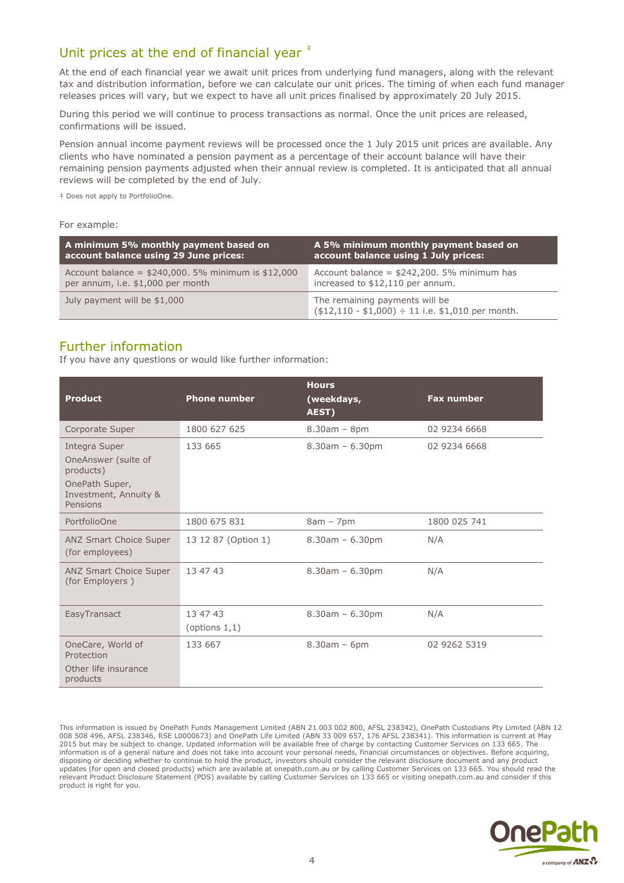## Unit prices at the end of financial year ‡

At the end of each financial year we await unit prices from underlying fund managers, along with the relevant tax and distribution information, before we can calculate our unit prices. The timing of when each fund manager releases prices will vary, but we expect to have all unit prices finalised by approximately 20 July 2015.

During this period we will continue to process transactions as normal. Once the unit prices are released, confirmations will be issued.

Pension annual income payment reviews will be processed once the 1 July 2015 unit prices are available. Any clients who have nominated a pension payment as a percentage of their account balance will have their remaining pension payments adjusted when their annual review is completed. It is anticipated that all annual reviews will be completed by the end of July.

‡ Does not apply to PortfolioOne.

For example:

| A minimum 5% monthly payment based on account balance using 29 June prices: | A 5% minimum monthly payment based on account balance using 1 July prices: |
|---|---|
| Account balance = $240,000. 5% minimum is $12,000 per annum, i.e. $1,000 per month | Account balance = $242,200. 5% minimum has increased to $12,110 per annum. |
| July payment will be $1,000 | The remaining payments will be ($12,110 - $1,000) ÷ 11 i.e. $1,010 per month. |

## Further information

If you have any questions or would like further information:

| Product | Phone number | Hours (weekdays, AEST) | Fax number |
|---|---|---|---|
| Corporate Super | 1800 627 625 | 8.30am – 8pm | 02 9234 6668 |
| Integra Super<br>OneAnswer (suite of products)<br>OnePath Super, Investment, Annuity & Pensions | 133 665 | 8.30am – 6.30pm | 02 9234 6668 |
| PortfolioOne | 1800 675 831 | 8am – 7pm | 1800 025 741 |
| ANZ Smart Choice Super (for employees) | 13 12 87 (Option 1) | 8.30am – 6.30pm | N/A |
| ANZ Smart Choice Super (for Employers ) | 13 47 43 | 8.30am – 6.30pm | N/A |
| EasyTransact | 13 47 43 (options 1,1) | 8.30am – 6.30pm | N/A |
| OneCare, World of Protection<br>Other life insurance products | 133 667 | 8.30am – 6pm | 02 9262 5319 |

This information is issued by OnePath Funds Management Limited (ABN 21 003 002 800, AFSL 238342), OnePath Custodians Pty Limited (ABN 12 008 508 496, AFSL 238346, RSE L0000673) and OnePath Life Limited (ABN 33 009 657, 176 AFSL 238341). This information is current at May 2015 but may be subject to change. Updated information will be available free of charge by contacting Customer Services on 133 665. The information is of a general nature and does not take into account your personal needs, financial circumstances or objectives. Before acquiring, disposing or deciding whether to continue to hold the product, investors should consider the relevant disclosure document and any product updates (for open and closed products) which are available at onepath.com.au or by calling Customer Services on 133 665. You should read the relevant Product Disclosure Statement (PDS) available by calling Customer Services on 133 665 or visiting onepath.com.au and consider if this product is right for you.